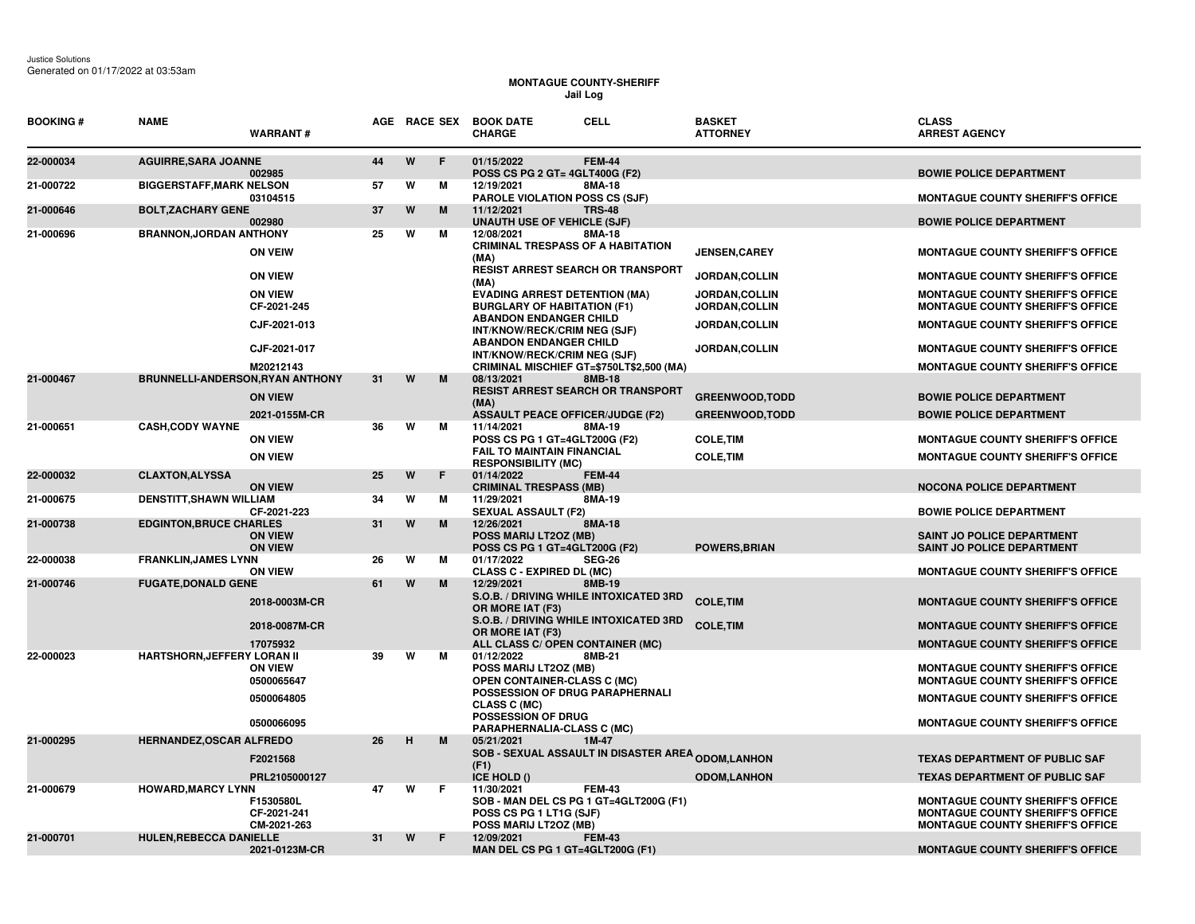Justice Solutions
Generated on 01/17/2022 at 03:53am

# MONTAGUE COUNTY-SHERIFF
## Jail Log

| BOOKING # | NAME | WARRANT # | AGE | RACE | SEX | BOOK DATE / CHARGE | CELL | BASKET / ATTORNEY | CLASS / ARREST AGENCY |
|---|---|---|---|---|---|---|---|---|---|
| 22-000034 | AGUIRRE,SARA JOANNE | | 44 | W | F | 01/15/2022 | FEM-44 | | |
| | | 002985 | | | | POSS CS PG 2 GT= 4GLT400G (F2) | | | BOWIE POLICE DEPARTMENT |
| 21-000722 | BIGGERSTAFF,MARK NELSON | | 57 | W | M | 12/19/2021 | 8MA-18 | | |
| | | 03104515 | | | | PAROLE VIOLATION POSS CS (SJF) | | | MONTAGUE COUNTY SHERIFF'S OFFICE |
| 21-000646 | BOLT,ZACHARY GENE | | 37 | W | M | 11/12/2021 | TRS-48 | | |
| | | 002980 | | | | UNAUTH USE OF VEHICLE (SJF) | | | BOWIE POLICE DEPARTMENT |
| 21-000696 | BRANNON,JORDAN ANTHONY | | 25 | W | M | 12/08/2021 | 8MA-18 | | |
| | | ON VEIW | | | | CRIMINAL TRESPASS OF A HABITATION (MA) | | JENSEN,CAREY | MONTAGUE COUNTY SHERIFF'S OFFICE |
| | | ON VIEW | | | | RESIST ARREST SEARCH OR TRANSPORT (MA) | | JORDAN,COLLIN | MONTAGUE COUNTY SHERIFF'S OFFICE |
| | | ON VIEW | | | | EVADING ARREST DETENTION (MA) | | JORDAN,COLLIN | MONTAGUE COUNTY SHERIFF'S OFFICE |
| | | CF-2021-245 | | | | BURGLARY OF HABITATION (F1) | | JORDAN,COLLIN | MONTAGUE COUNTY SHERIFF'S OFFICE |
| | | CJF-2021-013 | | | | ABANDON ENDANGER CHILD INT/KNOW/RECK/CRIM NEG (SJF) | | JORDAN,COLLIN | MONTAGUE COUNTY SHERIFF'S OFFICE |
| | | CJF-2021-017 | | | | ABANDON ENDANGER CHILD INT/KNOW/RECK/CRIM NEG (SJF) | | JORDAN,COLLIN | MONTAGUE COUNTY SHERIFF'S OFFICE |
| | | M20212143 | | | | CRIMINAL MISCHIEF GT=$750LT$2,500 (MA) | | | MONTAGUE COUNTY SHERIFF'S OFFICE |
| 21-000467 | BRUNNELLI-ANDERSON,RYAN ANTHONY | | 31 | W | M | 08/13/2021 | 8MB-18 | | |
| | | ON VIEW | | | | RESIST ARREST SEARCH OR TRANSPORT (MA) | | GREENWOOD,TODD | BOWIE POLICE DEPARTMENT |
| | | 2021-0155M-CR | | | | ASSAULT PEACE OFFICER/JUDGE (F2) | | GREENWOOD,TODD | BOWIE POLICE DEPARTMENT |
| 21-000651 | CASH,CODY WAYNE | | 36 | W | M | 11/14/2021 | 8MA-19 | | |
| | | ON VIEW | | | | POSS CS PG 1 GT=4GLT200G (F2) | | COLE,TIM | MONTAGUE COUNTY SHERIFF'S OFFICE |
| | | ON VIEW | | | | FAIL TO MAINTAIN FINANCIAL RESPONSIBILITY (MC) | | COLE,TIM | MONTAGUE COUNTY SHERIFF'S OFFICE |
| 22-000032 | CLAXTON,ALYSSA | | 25 | W | F | 01/14/2022 | FEM-44 | | |
| | | ON VIEW | | | | CRIMINAL TRESPASS (MB) | | | NOCONA POLICE DEPARTMENT |
| 21-000675 | DENSTITT,SHAWN WILLIAM | | 34 | W | M | 11/29/2021 | 8MA-19 | | |
| | | CF-2021-223 | | | | SEXUAL ASSAULT (F2) | | | BOWIE POLICE DEPARTMENT |
| 21-000738 | EDGINTON,BRUCE CHARLES | | 31 | W | M | 12/26/2021 | 8MA-18 | | |
| | | ON VIEW | | | | POSS MARIJ LT2OZ (MB) | | | SAINT JO POLICE DEPARTMENT |
| | | ON VIEW | | | | POSS CS PG 1 GT=4GLT200G (F2) | | POWERS,BRIAN | SAINT JO POLICE DEPARTMENT |
| 22-000038 | FRANKLIN,JAMES LYNN | | 26 | W | M | 01/17/2022 | SEG-26 | | |
| | | ON VIEW | | | | CLASS C - EXPIRED DL (MC) | | | MONTAGUE COUNTY SHERIFF'S OFFICE |
| 21-000746 | FUGATE,DONALD GENE | | 61 | W | M | 12/29/2021 | 8MB-19 | | |
| | | 2018-0003M-CR | | | | S.O.B. / DRIVING WHILE INTOXICATED 3RD OR MORE IAT (F3) | | COLE,TIM | MONTAGUE COUNTY SHERIFF'S OFFICE |
| | | 2018-0087M-CR | | | | S.O.B. / DRIVING WHILE INTOXICATED 3RD OR MORE IAT (F3) | | COLE,TIM | MONTAGUE COUNTY SHERIFF'S OFFICE |
| | | 17075932 | | | | ALL CLASS C/ OPEN CONTAINER (MC) | | | MONTAGUE COUNTY SHERIFF'S OFFICE |
| 22-000023 | HARTSHORN,JEFFERY LORAN II | | 39 | W | M | 01/12/2022 | 8MB-21 | | |
| | | ON VIEW | | | | POSS MARIJ LT2OZ (MB) | | | MONTAGUE COUNTY SHERIFF'S OFFICE |
| | | 0500065647 | | | | OPEN CONTAINER-CLASS C (MC) | | | MONTAGUE COUNTY SHERIFF'S OFFICE |
| | | 0500064805 | | | | POSSESSION OF DRUG PARAPHERNALI CLASS C (MC) | | | MONTAGUE COUNTY SHERIFF'S OFFICE |
| | | 0500066095 | | | | POSSESSION OF DRUG PARAPHERNALIA-CLASS C (MC) | | | MONTAGUE COUNTY SHERIFF'S OFFICE |
| 21-000295 | HERNANDEZ,OSCAR ALFREDO | | 26 | H | M | 05/21/2021 | 1M-47 | | |
| | | F2021568 | | | | SOB - SEXUAL ASSAULT IN DISASTER AREA (F1) | | ODOM,LANHON | TEXAS DEPARTMENT OF PUBLIC SAF |
| | | PRL2105000127 | | | | ICE HOLD () | | ODOM,LANHON | TEXAS DEPARTMENT OF PUBLIC SAF |
| 21-000679 | HOWARD,MARCY LYNN | | 47 | W | F | 11/30/2021 | FEM-43 | | |
| | | F1530580L | | | | SOB - MAN DEL CS PG 1 GT=4GLT200G (F1) | | | MONTAGUE COUNTY SHERIFF'S OFFICE |
| | | CF-2021-241 | | | | POSS CS PG 1 LT1G (SJF) | | | MONTAGUE COUNTY SHERIFF'S OFFICE |
| | | CM-2021-263 | | | | POSS MARIJ LT2OZ (MB) | | | MONTAGUE COUNTY SHERIFF'S OFFICE |
| 21-000701 | HULEN,REBECCA DANIELLE | | 31 | W | F | 12/09/2021 | FEM-43 | | |
| | | 2021-0123M-CR | | | | MAN DEL CS PG 1 GT=4GLT200G (F1) | | | MONTAGUE COUNTY SHERIFF'S OFFICE |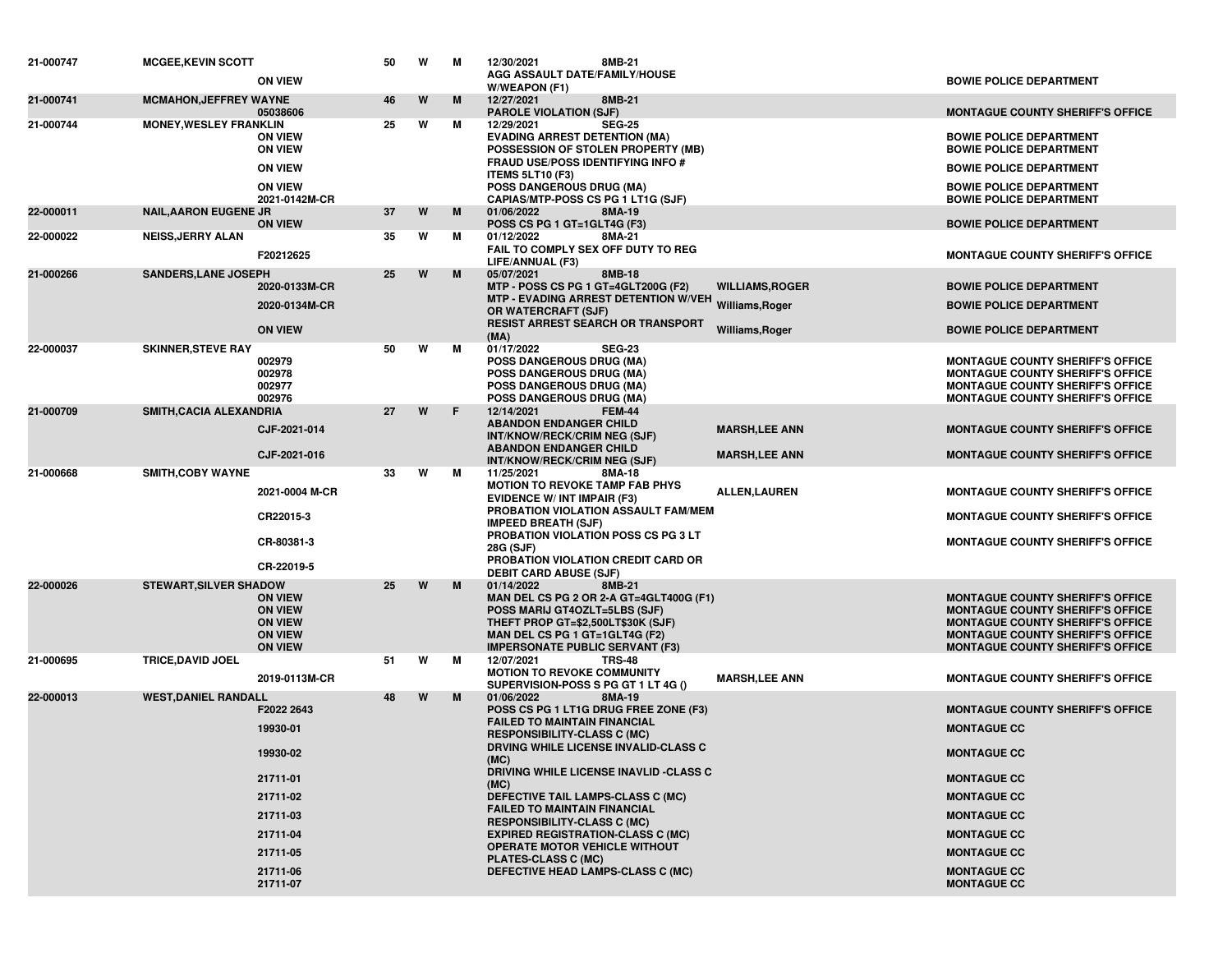| | | | | | | | | |
|---|---|---|---|---|---|---|---|---|
| 21-000747 | MCGEE,KEVIN SCOTT | | 50 | W | M | 12/30/2021 8MB-21 | | |
| | | ON VIEW | | | | AGG ASSAULT DATE/FAMILY/HOUSE W/WEAPON (F1) | | BOWIE POLICE DEPARTMENT |
| 21-000741 | MCMAHON,JEFFREY WAYNE | | 46 | W | M | 12/27/2021 8MB-21 | | |
| | | 05038606 | | | | PAROLE VIOLATION (SJF) | | MONTAGUE COUNTY SHERIFF'S OFFICE |
| 21-000744 | MONEY,WESLEY FRANKLIN | | 25 | W | M | 12/29/2021 SEG-25 | | |
| | | ON VIEW | | | | EVADING ARREST DETENTION (MA) | | BOWIE POLICE DEPARTMENT |
| | | ON VIEW | | | | POSSESSION OF STOLEN PROPERTY (MB) | | BOWIE POLICE DEPARTMENT |
| | | ON VIEW | | | | FRAUD USE/POSS IDENTIFYING INFO # ITEMS 5LT10 (F3) | | BOWIE POLICE DEPARTMENT |
| | | ON VIEW | | | | POSS DANGEROUS DRUG (MA) | | BOWIE POLICE DEPARTMENT |
| | | 2021-0142M-CR | | | | CAPIAS/MTP-POSS CS PG 1 LT1G (SJF) | | BOWIE POLICE DEPARTMENT |
| 22-000011 | NAIL,AARON EUGENE JR | | 37 | W | M | 01/06/2022 8MA-19 | | |
| | | ON VIEW | | | | POSS CS PG 1 GT=1GLT4G (F3) | | BOWIE POLICE DEPARTMENT |
| 22-000022 | NEISS,JERRY ALAN | | 35 | W | M | 01/12/2022 8MA-21 | | |
| | | F20212625 | | | | FAIL TO COMPLY SEX OFF DUTY TO REG LIFE/ANNUAL (F3) | | MONTAGUE COUNTY SHERIFF'S OFFICE |
| 21-000266 | SANDERS,LANE JOSEPH | | 25 | W | M | 05/07/2021 8MB-18 | | |
| | | 2020-0133M-CR | | | | MTP - POSS CS PG 1 GT=4GLT200G (F2) | WILLIAMS,ROGER | BOWIE POLICE DEPARTMENT |
| | | 2020-0134M-CR | | | | MTP - EVADING ARREST DETENTION W/VEH OR WATERCRAFT (SJF) | Williams,Roger | BOWIE POLICE DEPARTMENT |
| | | ON VIEW | | | | RESIST ARREST SEARCH OR TRANSPORT (MA) | Williams,Roger | BOWIE POLICE DEPARTMENT |
| 22-000037 | SKINNER,STEVE RAY | | 50 | W | M | 01/17/2022 SEG-23 | | |
| | | 002979 | | | | POSS DANGEROUS DRUG (MA) | | MONTAGUE COUNTY SHERIFF'S OFFICE |
| | | 002978 | | | | POSS DANGEROUS DRUG (MA) | | MONTAGUE COUNTY SHERIFF'S OFFICE |
| | | 002977 | | | | POSS DANGEROUS DRUG (MA) | | MONTAGUE COUNTY SHERIFF'S OFFICE |
| | | 002976 | | | | POSS DANGEROUS DRUG (MA) | | MONTAGUE COUNTY SHERIFF'S OFFICE |
| 21-000709 | SMITH,CACIA ALEXANDRIA | | 27 | W | F | 12/14/2021 FEM-44 | | |
| | | CJF-2021-014 | | | | ABANDON ENDANGER CHILD INT/KNOW/RECK/CRIM NEG (SJF) | MARSH,LEE ANN | MONTAGUE COUNTY SHERIFF'S OFFICE |
| | | CJF-2021-016 | | | | ABANDON ENDANGER CHILD INT/KNOW/RECK/CRIM NEG (SJF) | MARSH,LEE ANN | MONTAGUE COUNTY SHERIFF'S OFFICE |
| 21-000668 | SMITH,COBY WAYNE | | 33 | W | M | 11/25/2021 8MA-18 | | |
| | | 2021-0004 M-CR | | | | MOTION TO REVOKE TAMP FAB PHYS EVIDENCE W/ INT IMPAIR (F3) | ALLEN,LAUREN | MONTAGUE COUNTY SHERIFF'S OFFICE |
| | | CR22015-3 | | | | PROBATION VIOLATION ASSAULT FAM/MEM IMPEED BREATH (SJF) | | MONTAGUE COUNTY SHERIFF'S OFFICE |
| | | CR-80381-3 | | | | PROBATION VIOLATION POSS CS PG 3 LT 28G (SJF) | | MONTAGUE COUNTY SHERIFF'S OFFICE |
| | | CR-22019-5 | | | | PROBATION VIOLATION CREDIT CARD OR DEBIT CARD ABUSE (SJF) | | |
| 22-000026 | STEWART,SILVER SHADOW | | 25 | W | M | 01/14/2022 8MB-21 | | |
| | | ON VIEW | | | | MAN DEL CS PG 2 OR 2-A GT=4GLT400G (F1) | | MONTAGUE COUNTY SHERIFF'S OFFICE |
| | | ON VIEW | | | | POSS MARIJ GT4OZLT=5LBS (SJF) | | MONTAGUE COUNTY SHERIFF'S OFFICE |
| | | ON VIEW | | | | THEFT PROP GT=$2,500LT$30K (SJF) | | MONTAGUE COUNTY SHERIFF'S OFFICE |
| | | ON VIEW | | | | MAN DEL CS PG 1 GT=1GLT4G (F2) | | MONTAGUE COUNTY SHERIFF'S OFFICE |
| | | ON VIEW | | | | IMPERSONATE PUBLIC SERVANT (F3) | | MONTAGUE COUNTY SHERIFF'S OFFICE |
| 21-000695 | TRICE,DAVID JOEL | | 51 | W | M | 12/07/2021 TRS-48 | | |
| | | 2019-0113M-CR | | | | MOTION TO REVOKE COMMUNITY SUPERVISION-POSS S PG GT 1 LT 4G () | MARSH,LEE ANN | MONTAGUE COUNTY SHERIFF'S OFFICE |
| 22-000013 | WEST,DANIEL RANDALL | | 48 | W | M | 01/06/2022 8MA-19 | | |
| | | F2022 2643 | | | | POSS CS PG 1 LT1G DRUG FREE ZONE (F3) | | MONTAGUE COUNTY SHERIFF'S OFFICE |
| | | 19930-01 | | | | FAILED TO MAINTAIN FINANCIAL RESPONSIBILITY-CLASS C (MC) | | MONTAGUE CC |
| | | 19930-02 | | | | DRVING WHILE LICENSE INVALID-CLASS C (MC) | | MONTAGUE CC |
| | | 21711-01 | | | | DRIVING WHILE LICENSE INAVLID -CLASS C (MC) | | MONTAGUE CC |
| | | 21711-02 | | | | DEFECTIVE TAIL LAMPS-CLASS C (MC) | | MONTAGUE CC |
| | | 21711-03 | | | | FAILED TO MAINTAIN FINANCIAL RESPONSIBILITY-CLASS C (MC) | | MONTAGUE CC |
| | | 21711-04 | | | | EXPIRED REGISTRATION-CLASS C (MC) | | MONTAGUE CC |
| | | 21711-05 | | | | OPERATE MOTOR VEHICLE WITHOUT PLATES-CLASS C (MC) | | MONTAGUE CC |
| | | 21711-06 | | | | DEFECTIVE HEAD LAMPS-CLASS C (MC) | | MONTAGUE CC |
| | | 21711-07 | | | | | | MONTAGUE CC |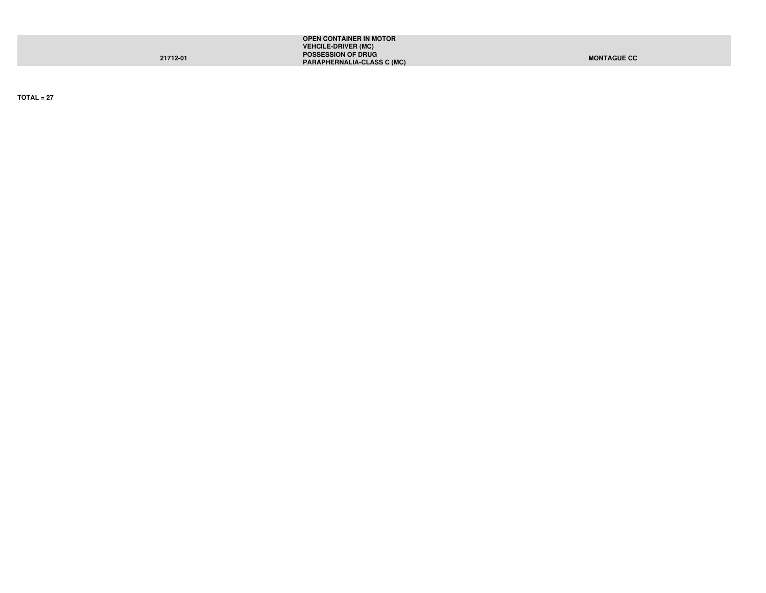| | | |
|---|---|---|
| 21712-01 | OPEN CONTAINER IN MOTOR VEHCILE-DRIVER (MC) POSSESSION OF DRUG PARAPHERNALIA-CLASS C (MC) | MONTAGUE CC |

**TOTAL = 27**